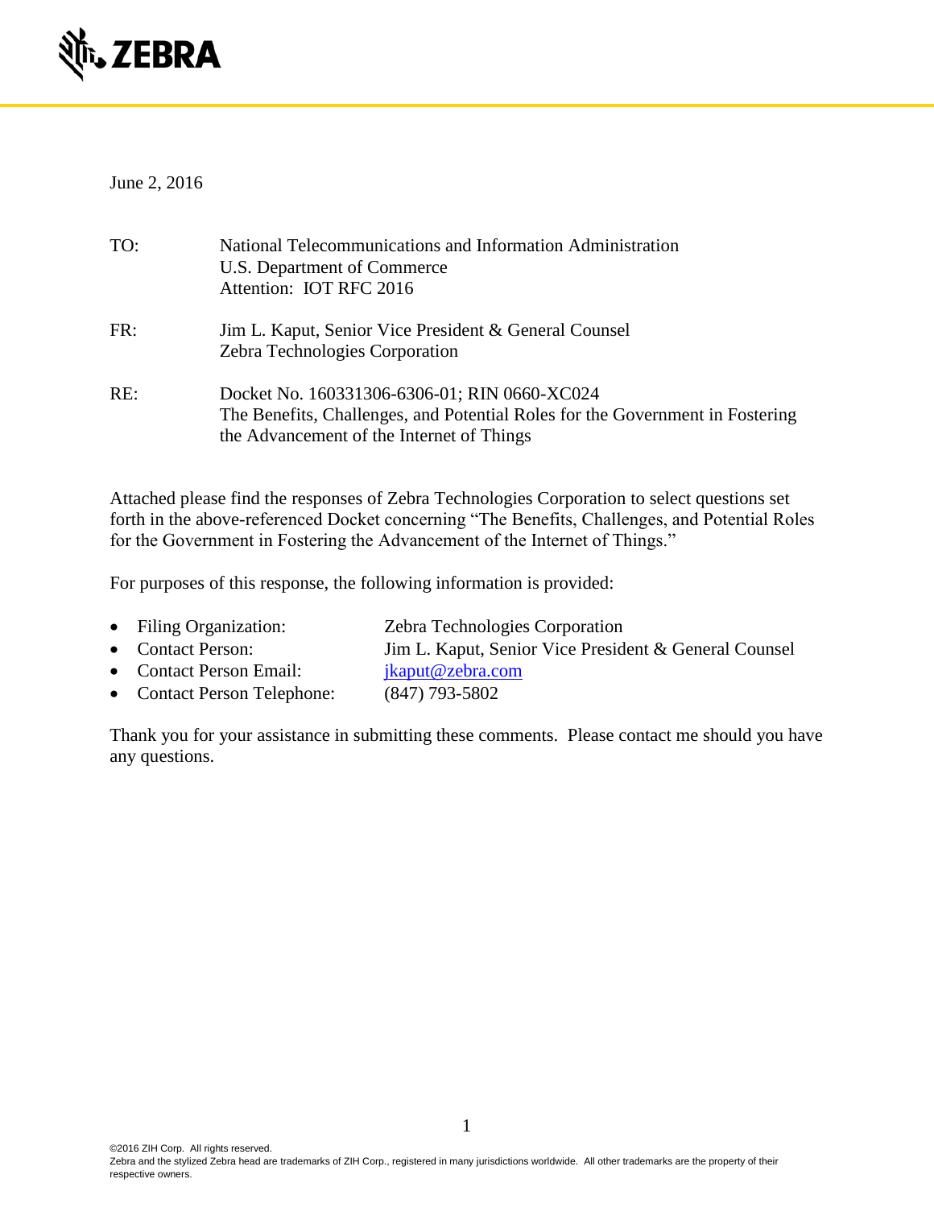June 2, 2016

| | |
|---|---|
| TO: | National Telecommunications and Information Administration<br>U.S. Department of Commerce<br>Attention: IOT RFC 2016 |
| FR: | Jim L. Kaput, Senior Vice President & General Counsel<br>Zebra Technologies Corporation |
| RE: | Docket No. 160331306-6306-01; RIN 0660-XC024<br>The Benefits, Challenges, and Potential Roles for the Government in Fostering the Advancement of the Internet of Things |

Attached please find the responses of Zebra Technologies Corporation to select questions set forth in the above-referenced Docket concerning "The Benefits, Challenges, and Potential Roles for the Government in Fostering the Advancement of the Internet of Things."

For purposes of this response, the following information is provided:

- Filing Organization: Zebra Technologies Corporation
- Contact Person: Jim L. Kaput, Senior Vice President & General Counsel
- Contact Person Email: jkaput@zebra.com
- Contact Person Telephone: (847) 793-5802

Thank you for your assistance in submitting these comments. Please contact me should you have any questions.

©2016 ZIH Corp. All rights reserved.
Zebra and the stylized Zebra head are trademarks of ZIH Corp., registered in many jurisdictions worldwide. All other trademarks are the property of their respective owners.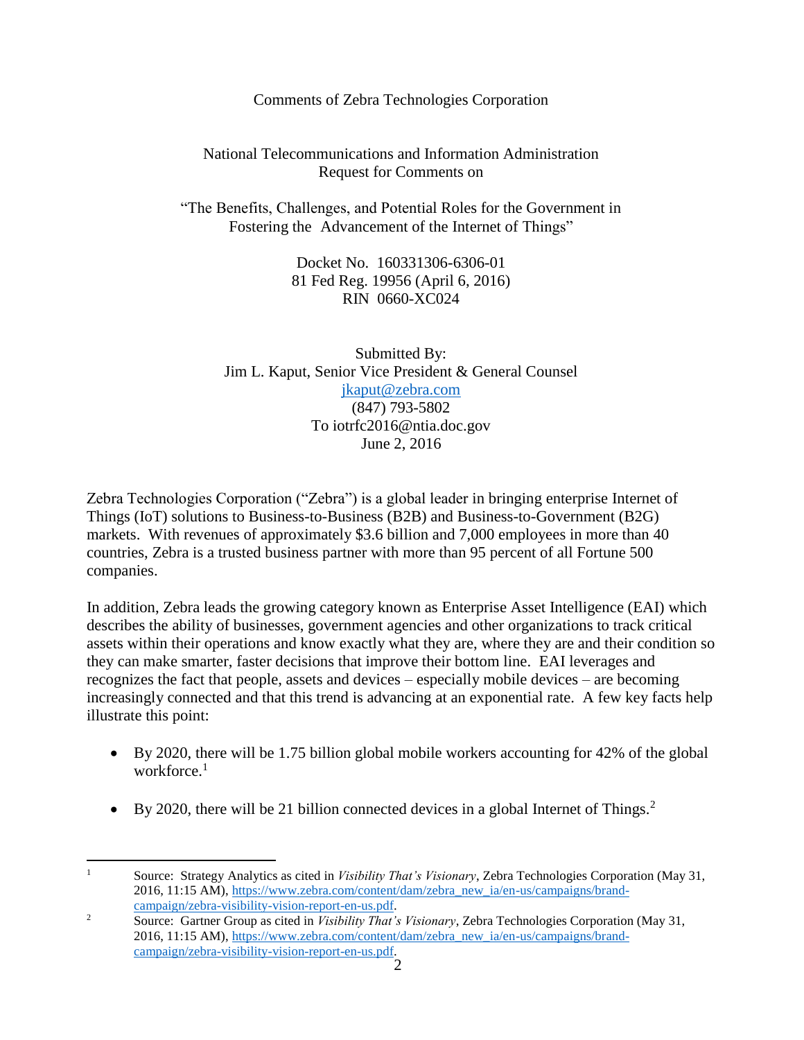Comments of Zebra Technologies Corporation

National Telecommunications and Information Administration
Request for Comments on

"The Benefits, Challenges, and Potential Roles for the Government in Fostering the Advancement of the Internet of Things"

Docket No. 160331306-6306-01
81 Fed Reg. 19956 (April 6, 2016)
RIN 0660-XC024

Submitted By:
Jim L. Kaput, Senior Vice President & General Counsel
jkaput@zebra.com
(847) 793-5802
To iotrfc2016@ntia.doc.gov
June 2, 2016

Zebra Technologies Corporation ("Zebra") is a global leader in bringing enterprise Internet of Things (IoT) solutions to Business-to-Business (B2B) and Business-to-Government (B2G) markets. With revenues of approximately $3.6 billion and 7,000 employees in more than 40 countries, Zebra is a trusted business partner with more than 95 percent of all Fortune 500 companies.

In addition, Zebra leads the growing category known as Enterprise Asset Intelligence (EAI) which describes the ability of businesses, government agencies and other organizations to track critical assets within their operations and know exactly what they are, where they are and their condition so they can make smarter, faster decisions that improve their bottom line. EAI leverages and recognizes the fact that people, assets and devices – especially mobile devices – are becoming increasingly connected and that this trend is advancing at an exponential rate. A few key facts help illustrate this point:

- By 2020, there will be 1.75 billion global mobile workers accounting for 42% of the global workforce.[1]
- By 2020, there will be 21 billion connected devices in a global Internet of Things.[2]

---

[1] Source: Strategy Analytics as cited in *Visibility That's Visionary*, Zebra Technologies Corporation (May 31, 2016, 11:15 AM), https://www.zebra.com/content/dam/zebra_new_ia/en-us/campaigns/brand-campaign/zebra-visibility-vision-report-en-us.pdf.

[2] Source: Gartner Group as cited in *Visibility That's Visionary*, Zebra Technologies Corporation (May 31, 2016, 11:15 AM), https://www.zebra.com/content/dam/zebra_new_ia/en-us/campaigns/brand-campaign/zebra-visibility-vision-report-en-us.pdf.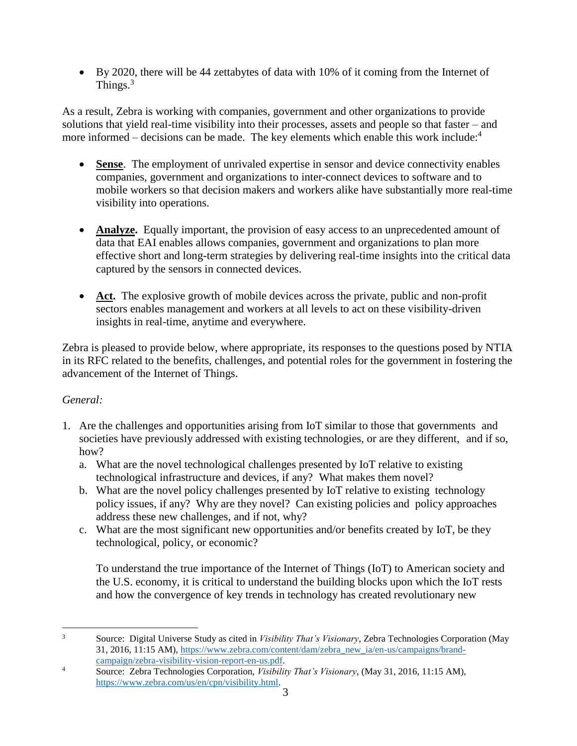- By 2020, there will be 44 zettabytes of data with 10% of it coming from the Internet of Things.[3]

As a result, Zebra is working with companies, government and other organizations to provide solutions that yield real-time visibility into their processes, assets and people so that faster – and more informed – decisions can be made. The key elements which enable this work include:[4]

- **Sense**. The employment of unrivaled expertise in sensor and device connectivity enables companies, government and organizations to inter-connect devices to software and to mobile workers so that decision makers and workers alike have substantially more real-time visibility into operations.

- **Analyze.** Equally important, the provision of easy access to an unprecedented amount of data that EAI enables allows companies, government and organizations to plan more effective short and long-term strategies by delivering real-time insights into the critical data captured by the sensors in connected devices.

- **Act.** The explosive growth of mobile devices across the private, public and non-profit sectors enables management and workers at all levels to act on these visibility-driven insights in real-time, anytime and everywhere.

Zebra is pleased to provide below, where appropriate, its responses to the questions posed by NTIA in its RFC related to the benefits, challenges, and potential roles for the government in fostering the advancement of the Internet of Things.

*General:*

1. Are the challenges and opportunities arising from IoT similar to those that governments and societies have previously addressed with existing technologies, or are they different, and if so, how?
   a. What are the novel technological challenges presented by IoT relative to existing technological infrastructure and devices, if any? What makes them novel?
   b. What are the novel policy challenges presented by IoT relative to existing technology policy issues, if any? Why are they novel? Can existing policies and policy approaches address these new challenges, and if not, why?
   c. What are the most significant new opportunities and/or benefits created by IoT, be they technological, policy, or economic?

   To understand the true importance of the Internet of Things (IoT) to American society and the U.S. economy, it is critical to understand the building blocks upon which the IoT rests and how the convergence of key trends in technology has created revolutionary new

---

[3] Source: Digital Universe Study as cited in *Visibility That's Visionary*, Zebra Technologies Corporation (May 31, 2016, 11:15 AM), https://www.zebra.com/content/dam/zebra_new_ia/en-us/campaigns/brand-campaign/zebra-visibility-vision-report-en-us.pdf.

[4] Source: Zebra Technologies Corporation, *Visibility That's Visionary*, (May 31, 2016, 11:15 AM), https://www.zebra.com/us/en/cpn/visibility.html.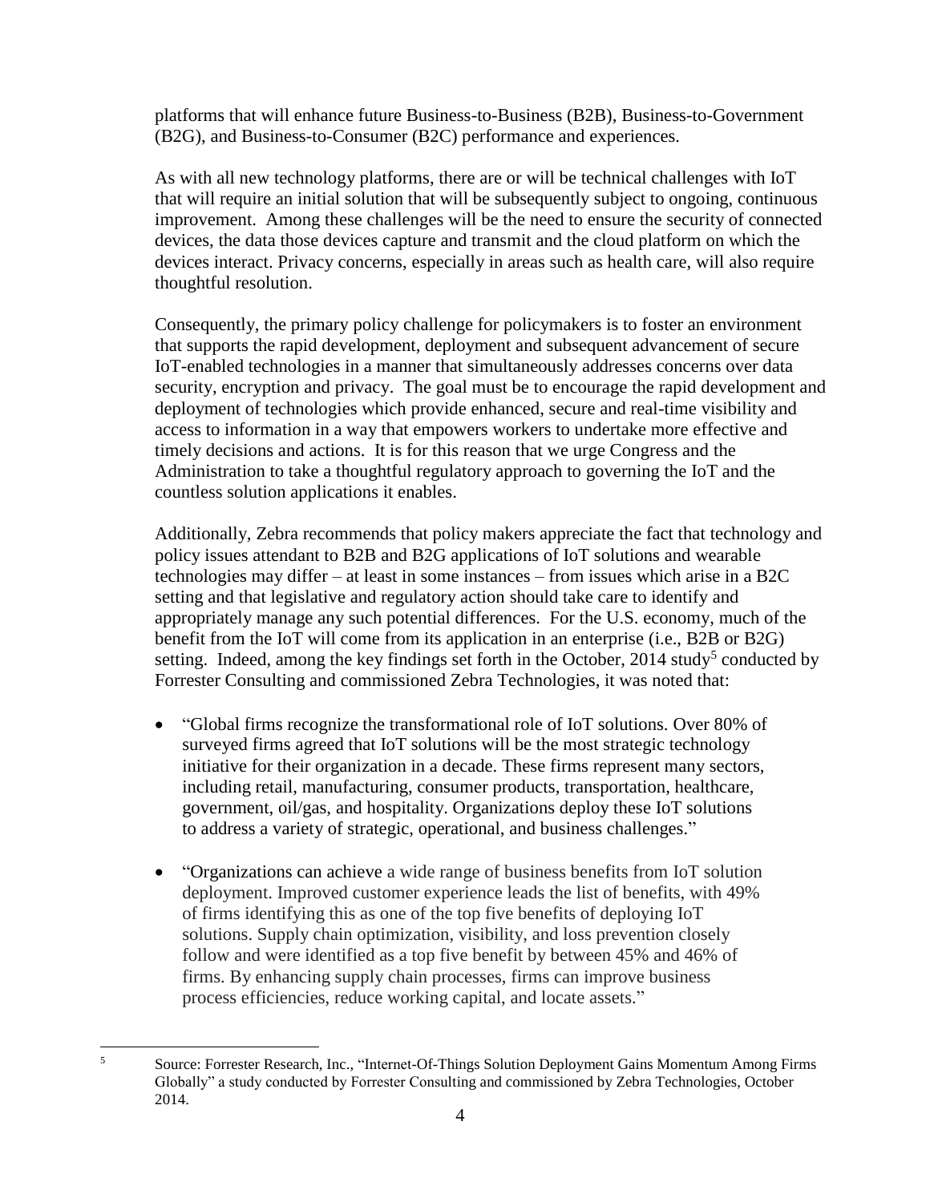platforms that will enhance future Business-to-Business (B2B), Business-to-Government (B2G), and Business-to-Consumer (B2C) performance and experiences.

As with all new technology platforms, there are or will be technical challenges with IoT that will require an initial solution that will be subsequently subject to ongoing, continuous improvement. Among these challenges will be the need to ensure the security of connected devices, the data those devices capture and transmit and the cloud platform on which the devices interact. Privacy concerns, especially in areas such as health care, will also require thoughtful resolution.

Consequently, the primary policy challenge for policymakers is to foster an environment that supports the rapid development, deployment and subsequent advancement of secure IoT-enabled technologies in a manner that simultaneously addresses concerns over data security, encryption and privacy. The goal must be to encourage the rapid development and deployment of technologies which provide enhanced, secure and real-time visibility and access to information in a way that empowers workers to undertake more effective and timely decisions and actions. It is for this reason that we urge Congress and the Administration to take a thoughtful regulatory approach to governing the IoT and the countless solution applications it enables.

Additionally, Zebra recommends that policy makers appreciate the fact that technology and policy issues attendant to B2B and B2G applications of IoT solutions and wearable technologies may differ – at least in some instances – from issues which arise in a B2C setting and that legislative and regulatory action should take care to identify and appropriately manage any such potential differences. For the U.S. economy, much of the benefit from the IoT will come from its application in an enterprise (i.e., B2B or B2G) setting. Indeed, among the key findings set forth in the October, 2014 study[5] conducted by Forrester Consulting and commissioned Zebra Technologies, it was noted that:

- "Global firms recognize the transformational role of IoT solutions. Over 80% of surveyed firms agreed that IoT solutions will be the most strategic technology initiative for their organization in a decade. These firms represent many sectors, including retail, manufacturing, consumer products, transportation, healthcare, government, oil/gas, and hospitality. Organizations deploy these IoT solutions to address a variety of strategic, operational, and business challenges."

- "Organizations can achieve a wide range of business benefits from IoT solution deployment. Improved customer experience leads the list of benefits, with 49% of firms identifying this as one of the top five benefits of deploying IoT solutions. Supply chain optimization, visibility, and loss prevention closely follow and were identified as a top five benefit by between 45% and 46% of firms. By enhancing supply chain processes, firms can improve business process efficiencies, reduce working capital, and locate assets."

[5] Source: Forrester Research, Inc., "Internet-Of-Things Solution Deployment Gains Momentum Among Firms Globally" a study conducted by Forrester Consulting and commissioned by Zebra Technologies, October 2014.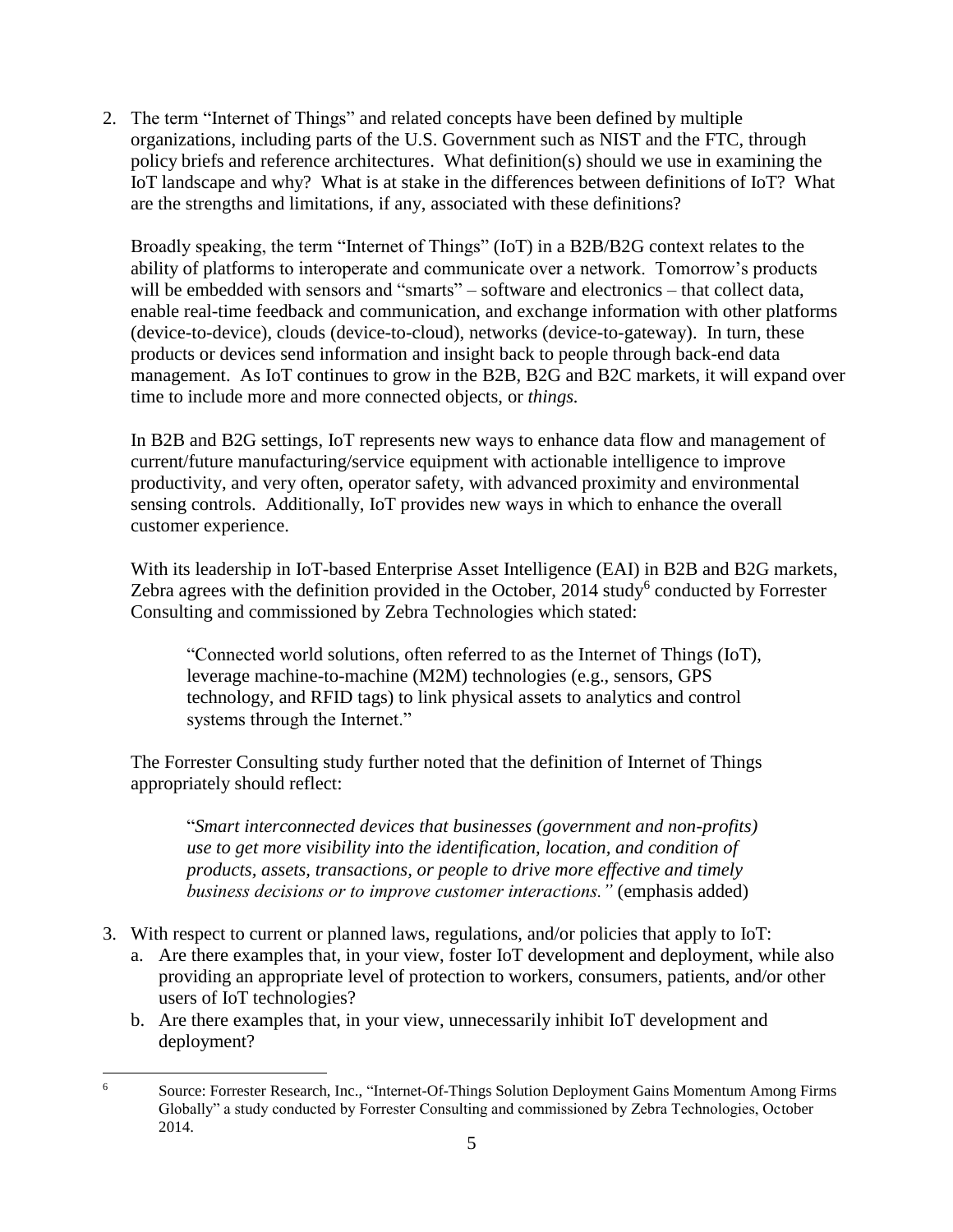2. The term "Internet of Things" and related concepts have been defined by multiple organizations, including parts of the U.S. Government such as NIST and the FTC, through policy briefs and reference architectures. What definition(s) should we use in examining the IoT landscape and why? What is at stake in the differences between definitions of IoT? What are the strengths and limitations, if any, associated with these definitions?

   Broadly speaking, the term "Internet of Things" (IoT) in a B2B/B2G context relates to the ability of platforms to interoperate and communicate over a network. Tomorrow's products will be embedded with sensors and "smarts" – software and electronics – that collect data, enable real-time feedback and communication, and exchange information with other platforms (device-to-device), clouds (device-to-cloud), networks (device-to-gateway). In turn, these products or devices send information and insight back to people through back-end data management. As IoT continues to grow in the B2B, B2G and B2C markets, it will expand over time to include more and more connected objects, or *things.*

   In B2B and B2G settings, IoT represents new ways to enhance data flow and management of current/future manufacturing/service equipment with actionable intelligence to improve productivity, and very often, operator safety, with advanced proximity and environmental sensing controls. Additionally, IoT provides new ways in which to enhance the overall customer experience.

   With its leadership in IoT-based Enterprise Asset Intelligence (EAI) in B2B and B2G markets, Zebra agrees with the definition provided in the October, 2014 study[6] conducted by Forrester Consulting and commissioned by Zebra Technologies which stated:

   > "Connected world solutions, often referred to as the Internet of Things (IoT), leverage machine-to-machine (M2M) technologies (e.g., sensors, GPS technology, and RFID tags) to link physical assets to analytics and control systems through the Internet."

   The Forrester Consulting study further noted that the definition of Internet of Things appropriately should reflect:

   > "*Smart interconnected devices that businesses (government and non-profits) use to get more visibility into the identification, location, and condition of products, assets, transactions, or people to drive more effective and timely business decisions or to improve customer interactions."* (emphasis added)

3. With respect to current or planned laws, regulations, and/or policies that apply to IoT:
   a. Are there examples that, in your view, foster IoT development and deployment, while also providing an appropriate level of protection to workers, consumers, patients, and/or other users of IoT technologies?
   b. Are there examples that, in your view, unnecessarily inhibit IoT development and deployment?

---

[6] Source: Forrester Research, Inc., "Internet-Of-Things Solution Deployment Gains Momentum Among Firms Globally" a study conducted by Forrester Consulting and commissioned by Zebra Technologies, October 2014.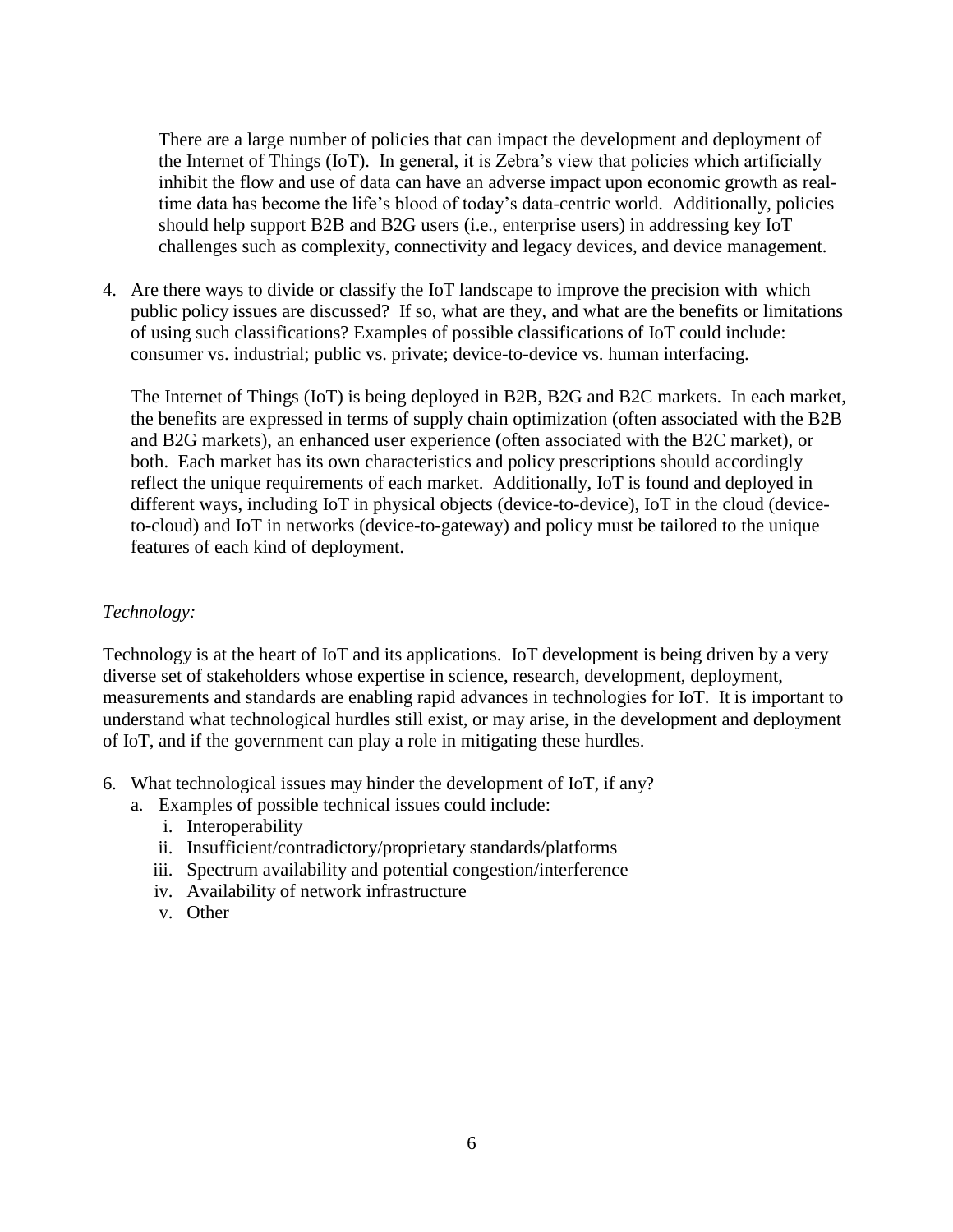There are a large number of policies that can impact the development and deployment of the Internet of Things (IoT). In general, it is Zebra's view that policies which artificially inhibit the flow and use of data can have an adverse impact upon economic growth as real-time data has become the life's blood of today's data-centric world. Additionally, policies should help support B2B and B2G users (i.e., enterprise users) in addressing key IoT challenges such as complexity, connectivity and legacy devices, and device management.

4. Are there ways to divide or classify the IoT landscape to improve the precision with which public policy issues are discussed? If so, what are they, and what are the benefits or limitations of using such classifications? Examples of possible classifications of IoT could include: consumer vs. industrial; public vs. private; device-to-device vs. human interfacing.

   The Internet of Things (IoT) is being deployed in B2B, B2G and B2C markets. In each market, the benefits are expressed in terms of supply chain optimization (often associated with the B2B and B2G markets), an enhanced user experience (often associated with the B2C market), or both. Each market has its own characteristics and policy prescriptions should accordingly reflect the unique requirements of each market. Additionally, IoT is found and deployed in different ways, including IoT in physical objects (device-to-device), IoT in the cloud (device-to-cloud) and IoT in networks (device-to-gateway) and policy must be tailored to the unique features of each kind of deployment.

*Technology:*

Technology is at the heart of IoT and its applications. IoT development is being driven by a very diverse set of stakeholders whose expertise in science, research, development, deployment, measurements and standards are enabling rapid advances in technologies for IoT. It is important to understand what technological hurdles still exist, or may arise, in the development and deployment of IoT, and if the government can play a role in mitigating these hurdles.

6. What technological issues may hinder the development of IoT, if any?
   a. Examples of possible technical issues could include:
      i. Interoperability
      ii. Insufficient/contradictory/proprietary standards/platforms
      iii. Spectrum availability and potential congestion/interference
      iv. Availability of network infrastructure
      v. Other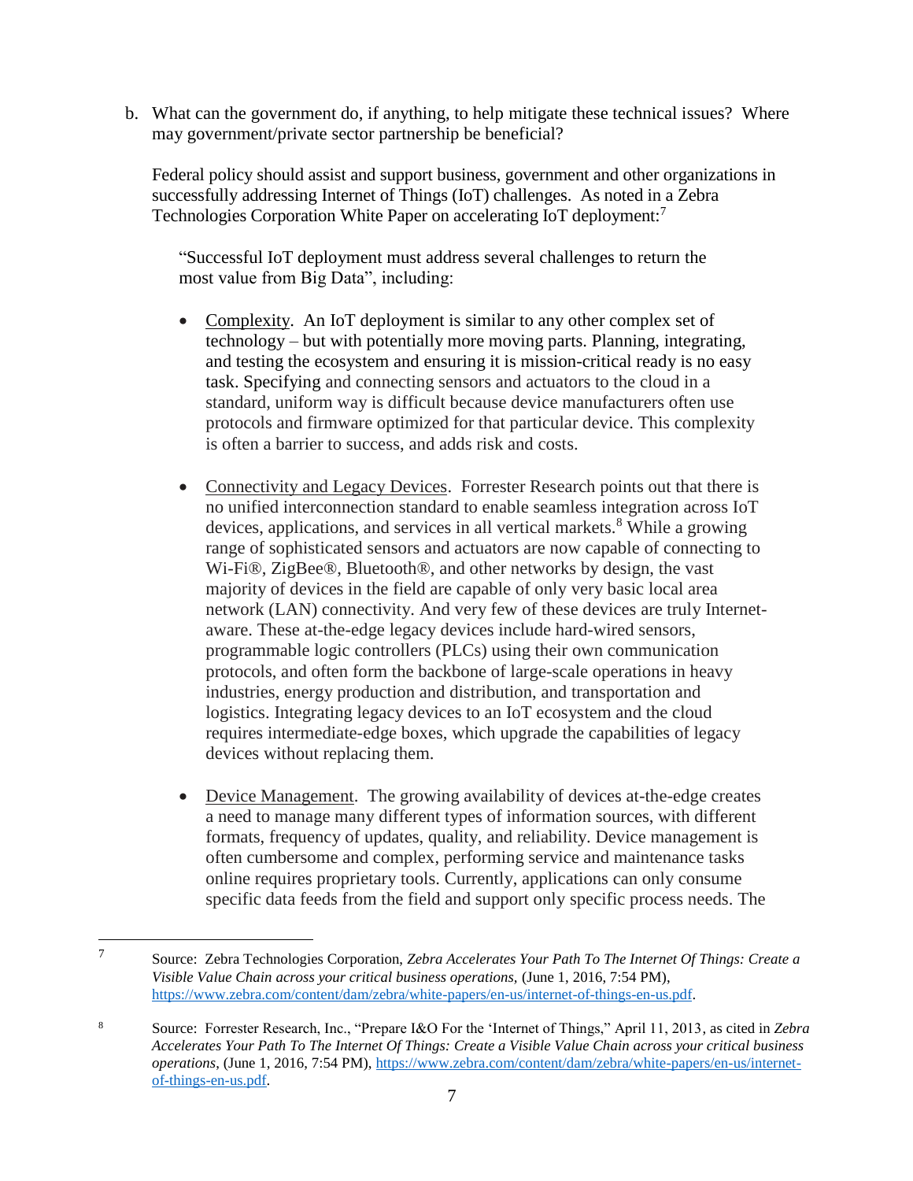b. What can the government do, if anything, to help mitigate these technical issues? Where may government/private sector partnership be beneficial?

Federal policy should assist and support business, government and other organizations in successfully addressing Internet of Things (IoT) challenges. As noted in a Zebra Technologies Corporation White Paper on accelerating IoT deployment:[7]

> "Successful IoT deployment must address several challenges to return the most value from Big Data", including:
>
> - Complexity. An IoT deployment is similar to any other complex set of technology – but with potentially more moving parts. Planning, integrating, and testing the ecosystem and ensuring it is mission-critical ready is no easy task. Specifying and connecting sensors and actuators to the cloud in a standard, uniform way is difficult because device manufacturers often use protocols and firmware optimized for that particular device. This complexity is often a barrier to success, and adds risk and costs.
>
> - Connectivity and Legacy Devices. Forrester Research points out that there is no unified interconnection standard to enable seamless integration across IoT devices, applications, and services in all vertical markets.[8] While a growing range of sophisticated sensors and actuators are now capable of connecting to Wi-Fi®, ZigBee®, Bluetooth®, and other networks by design, the vast majority of devices in the field are capable of only very basic local area network (LAN) connectivity. And very few of these devices are truly Internet-aware. These at-the-edge legacy devices include hard-wired sensors, programmable logic controllers (PLCs) using their own communication protocols, and often form the backbone of large-scale operations in heavy industries, energy production and distribution, and transportation and logistics. Integrating legacy devices to an IoT ecosystem and the cloud requires intermediate-edge boxes, which upgrade the capabilities of legacy devices without replacing them.
>
> - Device Management. The growing availability of devices at-the-edge creates a need to manage many different types of information sources, with different formats, frequency of updates, quality, and reliability. Device management is often cumbersome and complex, performing service and maintenance tasks online requires proprietary tools. Currently, applications can only consume specific data feeds from the field and support only specific process needs. The

---

[7] Source: Zebra Technologies Corporation, *Zebra Accelerates Your Path To The Internet Of Things: Create a Visible Value Chain across your critical business operations*, (June 1, 2016, 7:54 PM), https://www.zebra.com/content/dam/zebra/white-papers/en-us/internet-of-things-en-us.pdf.

[8] Source: Forrester Research, Inc., "Prepare I&O For the 'Internet of Things," April 11, 2013, as cited in *Zebra Accelerates Your Path To The Internet Of Things: Create a Visible Value Chain across your critical business operations*, (June 1, 2016, 7:54 PM), https://www.zebra.com/content/dam/zebra/white-papers/en-us/internet-of-things-en-us.pdf.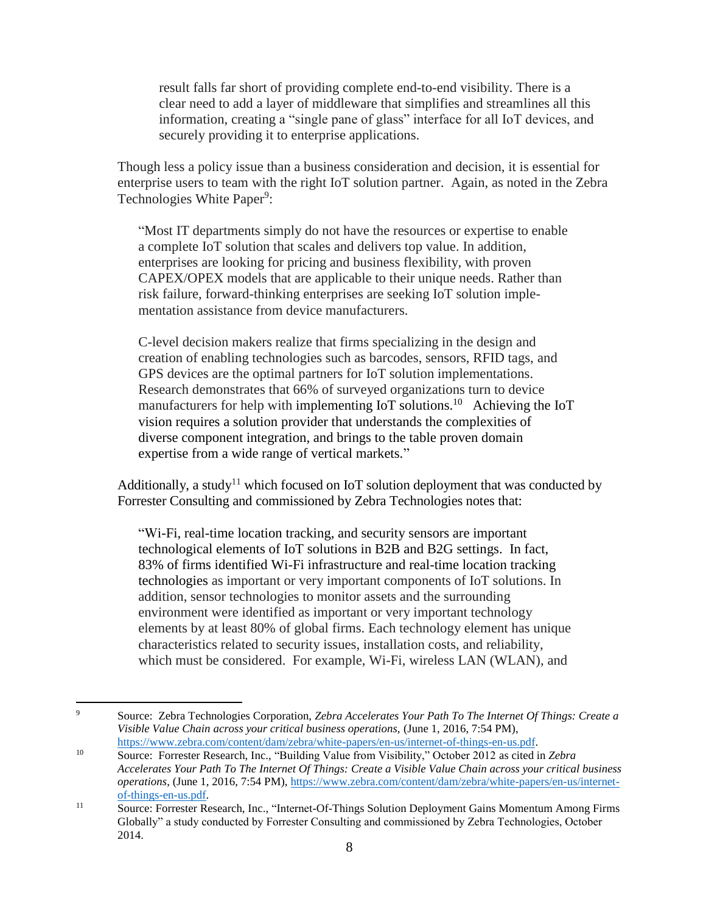> result falls far short of providing complete end-to-end visibility. There is a clear need to add a layer of middleware that simplifies and streamlines all this information, creating a "single pane of glass" interface for all IoT devices, and securely providing it to enterprise applications.

Though less a policy issue than a business consideration and decision, it is essential for enterprise users to team with the right IoT solution partner. Again, as noted in the Zebra Technologies White Paper[9]:

> "Most IT departments simply do not have the resources or expertise to enable a complete IoT solution that scales and delivers top value. In addition, enterprises are looking for pricing and business flexibility, with proven CAPEX/OPEX models that are applicable to their unique needs. Rather than risk failure, forward-thinking enterprises are seeking IoT solution implementation assistance from device manufacturers.
>
> C-level decision makers realize that firms specializing in the design and creation of enabling technologies such as barcodes, sensors, RFID tags, and GPS devices are the optimal partners for IoT solution implementations. Research demonstrates that 66% of surveyed organizations turn to device manufacturers for help with implementing IoT solutions.[10] Achieving the IoT vision requires a solution provider that understands the complexities of diverse component integration, and brings to the table proven domain expertise from a wide range of vertical markets."

Additionally, a study[11] which focused on IoT solution deployment that was conducted by Forrester Consulting and commissioned by Zebra Technologies notes that:

> "Wi-Fi, real-time location tracking, and security sensors are important technological elements of IoT solutions in B2B and B2G settings. In fact, 83% of firms identified Wi-Fi infrastructure and real-time location tracking technologies as important or very important components of IoT solutions. In addition, sensor technologies to monitor assets and the surrounding environment were identified as important or very important technology elements by at least 80% of global firms. Each technology element has unique characteristics related to security issues, installation costs, and reliability, which must be considered. For example, Wi-Fi, wireless LAN (WLAN), and

---

[9] Source: Zebra Technologies Corporation, *Zebra Accelerates Your Path To The Internet Of Things: Create a Visible Value Chain across your critical business operations*, (June 1, 2016, 7:54 PM), https://www.zebra.com/content/dam/zebra/white-papers/en-us/internet-of-things-en-us.pdf.

[10] Source: Forrester Research, Inc., "Building Value from Visibility," October 2012 as cited in *Zebra Accelerates Your Path To The Internet Of Things: Create a Visible Value Chain across your critical business operations*, (June 1, 2016, 7:54 PM), https://www.zebra.com/content/dam/zebra/white-papers/en-us/internet-of-things-en-us.pdf.

[11] Source: Forrester Research, Inc., "Internet-Of-Things Solution Deployment Gains Momentum Among Firms Globally" a study conducted by Forrester Consulting and commissioned by Zebra Technologies, October 2014.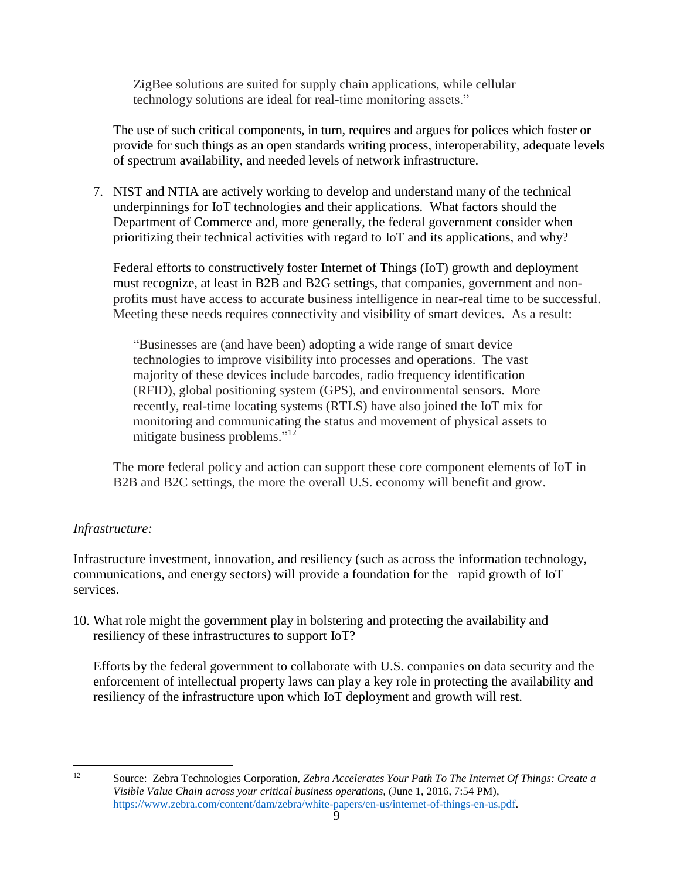> ZigBee solutions are suited for supply chain applications, while cellular technology solutions are ideal for real-time monitoring assets."

The use of such critical components, in turn, requires and argues for polices which foster or provide for such things as an open standards writing process, interoperability, adequate levels of spectrum availability, and needed levels of network infrastructure.

7. NIST and NTIA are actively working to develop and understand many of the technical underpinnings for IoT technologies and their applications. What factors should the Department of Commerce and, more generally, the federal government consider when prioritizing their technical activities with regard to IoT and its applications, and why?

   Federal efforts to constructively foster Internet of Things (IoT) growth and deployment must recognize, at least in B2B and B2G settings, that companies, government and non-profits must have access to accurate business intelligence in near-real time to be successful. Meeting these needs requires connectivity and visibility of smart devices. As a result:

   > "Businesses are (and have been) adopting a wide range of smart device technologies to improve visibility into processes and operations. The vast majority of these devices include barcodes, radio frequency identification (RFID), global positioning system (GPS), and environmental sensors. More recently, real-time locating systems (RTLS) have also joined the IoT mix for monitoring and communicating the status and movement of physical assets to mitigate business problems."[12]

   The more federal policy and action can support these core component elements of IoT in B2B and B2C settings, the more the overall U.S. economy will benefit and grow.

*Infrastructure:*

Infrastructure investment, innovation, and resiliency (such as across the information technology, communications, and energy sectors) will provide a foundation for the rapid growth of IoT services.

10. What role might the government play in bolstering and protecting the availability and resiliency of these infrastructures to support IoT?

    Efforts by the federal government to collaborate with U.S. companies on data security and the enforcement of intellectual property laws can play a key role in protecting the availability and resiliency of the infrastructure upon which IoT deployment and growth will rest.

---

[12] Source: Zebra Technologies Corporation, *Zebra Accelerates Your Path To The Internet Of Things: Create a Visible Value Chain across your critical business operations*, (June 1, 2016, 7:54 PM), https://www.zebra.com/content/dam/zebra/white-papers/en-us/internet-of-things-en-us.pdf.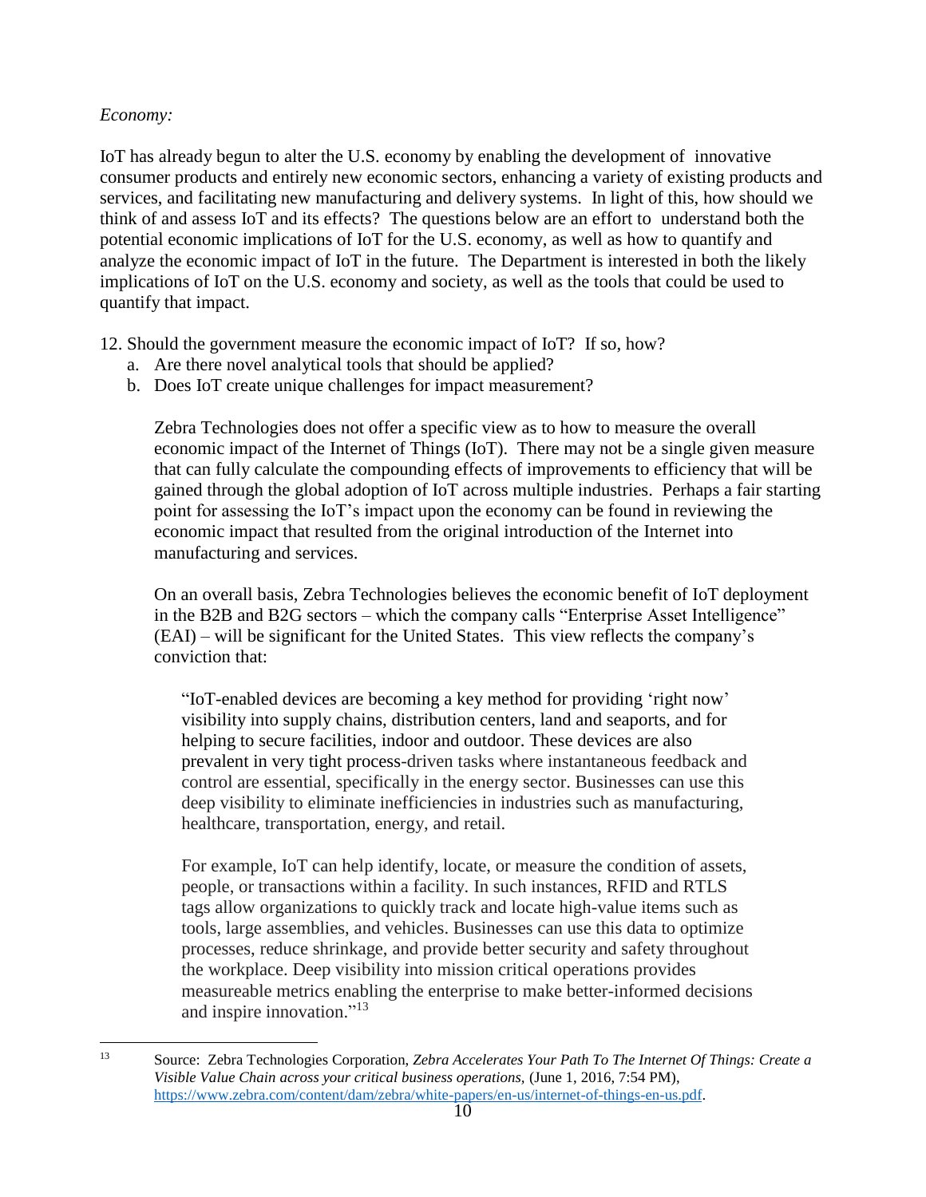*Economy:*

IoT has already begun to alter the U.S. economy by enabling the development of innovative consumer products and entirely new economic sectors, enhancing a variety of existing products and services, and facilitating new manufacturing and delivery systems. In light of this, how should we think of and assess IoT and its effects? The questions below are an effort to understand both the potential economic implications of IoT for the U.S. economy, as well as how to quantify and analyze the economic impact of IoT in the future. The Department is interested in both the likely implications of IoT on the U.S. economy and society, as well as the tools that could be used to quantify that impact.

12. Should the government measure the economic impact of IoT? If so, how?
    a. Are there novel analytical tools that should be applied?
    b. Does IoT create unique challenges for impact measurement?

    Zebra Technologies does not offer a specific view as to how to measure the overall economic impact of the Internet of Things (IoT). There may not be a single given measure that can fully calculate the compounding effects of improvements to efficiency that will be gained through the global adoption of IoT across multiple industries. Perhaps a fair starting point for assessing the IoT's impact upon the economy can be found in reviewing the economic impact that resulted from the original introduction of the Internet into manufacturing and services.

    On an overall basis, Zebra Technologies believes the economic benefit of IoT deployment in the B2B and B2G sectors – which the company calls "Enterprise Asset Intelligence" (EAI) – will be significant for the United States. This view reflects the company's conviction that:

    > "IoT-enabled devices are becoming a key method for providing 'right now' visibility into supply chains, distribution centers, land and seaports, and for helping to secure facilities, indoor and outdoor. These devices are also prevalent in very tight process-driven tasks where instantaneous feedback and control are essential, specifically in the energy sector. Businesses can use this deep visibility to eliminate inefficiencies in industries such as manufacturing, healthcare, transportation, energy, and retail.
    >
    > For example, IoT can help identify, locate, or measure the condition of assets, people, or transactions within a facility. In such instances, RFID and RTLS tags allow organizations to quickly track and locate high-value items such as tools, large assemblies, and vehicles. Businesses can use this data to optimize processes, reduce shrinkage, and provide better security and safety throughout the workplace. Deep visibility into mission critical operations provides measureable metrics enabling the enterprise to make better-informed decisions and inspire innovation."[13]

---

[13] Source: Zebra Technologies Corporation, *Zebra Accelerates Your Path To The Internet Of Things: Create a Visible Value Chain across your critical business operations*, (June 1, 2016, 7:54 PM), https://www.zebra.com/content/dam/zebra/white-papers/en-us/internet-of-things-en-us.pdf.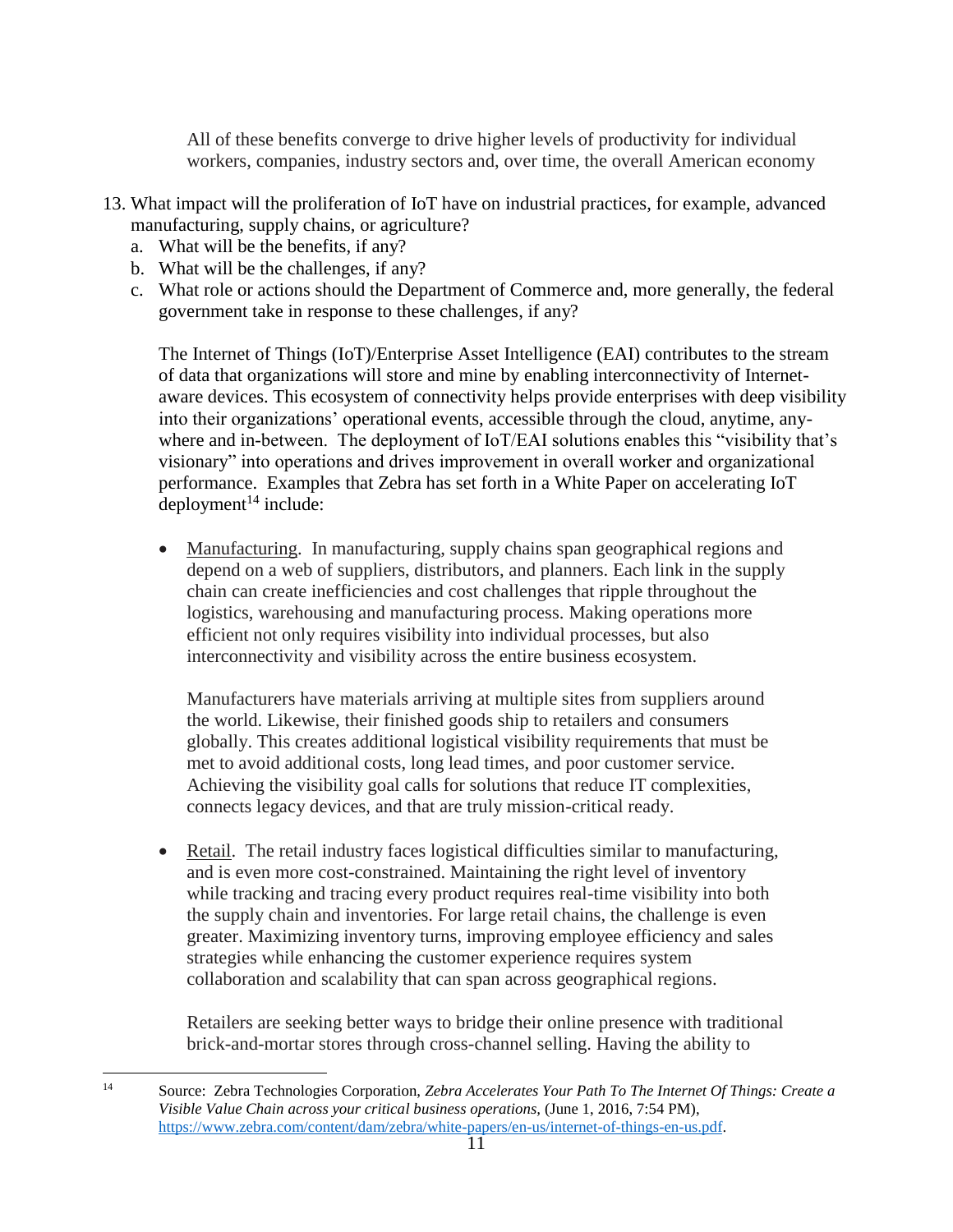All of these benefits converge to drive higher levels of productivity for individual workers, companies, industry sectors and, over time, the overall American economy

13. What impact will the proliferation of IoT have on industrial practices, for example, advanced manufacturing, supply chains, or agriculture?
    a. What will be the benefits, if any?
    b. What will be the challenges, if any?
    c. What role or actions should the Department of Commerce and, more generally, the federal government take in response to these challenges, if any?

    The Internet of Things (IoT)/Enterprise Asset Intelligence (EAI) contributes to the stream of data that organizations will store and mine by enabling interconnectivity of Internet-aware devices. This ecosystem of connectivity helps provide enterprises with deep visibility into their organizations' operational events, accessible through the cloud, anytime, any-where and in-between. The deployment of IoT/EAI solutions enables this "visibility that's visionary" into operations and drives improvement in overall worker and organizational performance. Examples that Zebra has set forth in a White Paper on accelerating IoT deployment[14] include:

    - Manufacturing. In manufacturing, supply chains span geographical regions and depend on a web of suppliers, distributors, and planners. Each link in the supply chain can create inefficiencies and cost challenges that ripple throughout the logistics, warehousing and manufacturing process. Making operations more efficient not only requires visibility into individual processes, but also interconnectivity and visibility across the entire business ecosystem.

      Manufacturers have materials arriving at multiple sites from suppliers around the world. Likewise, their finished goods ship to retailers and consumers globally. This creates additional logistical visibility requirements that must be met to avoid additional costs, long lead times, and poor customer service. Achieving the visibility goal calls for solutions that reduce IT complexities, connects legacy devices, and that are truly mission-critical ready.

    - Retail. The retail industry faces logistical difficulties similar to manufacturing, and is even more cost-constrained. Maintaining the right level of inventory while tracking and tracing every product requires real-time visibility into both the supply chain and inventories. For large retail chains, the challenge is even greater. Maximizing inventory turns, improving employee efficiency and sales strategies while enhancing the customer experience requires system collaboration and scalability that can span across geographical regions.

      Retailers are seeking better ways to bridge their online presence with traditional brick-and-mortar stores through cross-channel selling. Having the ability to

---

[14] Source: Zebra Technologies Corporation, *Zebra Accelerates Your Path To The Internet Of Things: Create a Visible Value Chain across your critical business operations*, (June 1, 2016, 7:54 PM), https://www.zebra.com/content/dam/zebra/white-papers/en-us/internet-of-things-en-us.pdf.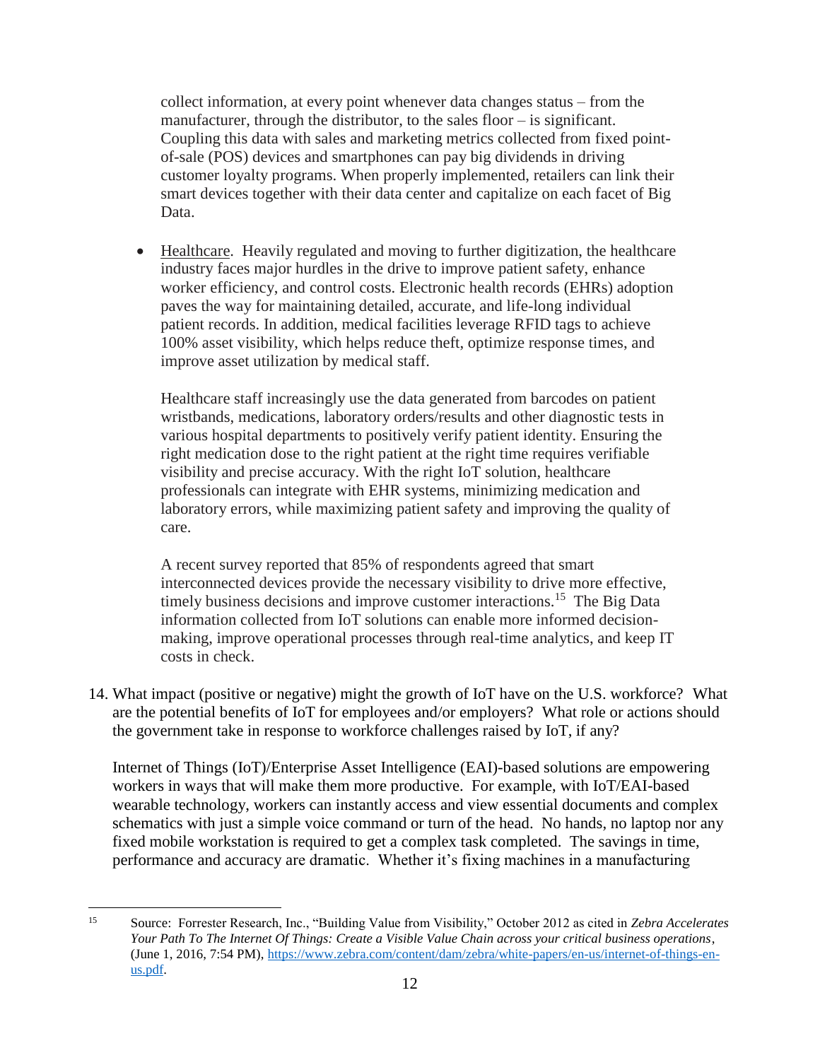collect information, at every point whenever data changes status – from the manufacturer, through the distributor, to the sales floor – is significant. Coupling this data with sales and marketing metrics collected from fixed point-of-sale (POS) devices and smartphones can pay big dividends in driving customer loyalty programs. When properly implemented, retailers can link their smart devices together with their data center and capitalize on each facet of Big Data.

- Healthcare. Heavily regulated and moving to further digitization, the healthcare industry faces major hurdles in the drive to improve patient safety, enhance worker efficiency, and control costs. Electronic health records (EHRs) adoption paves the way for maintaining detailed, accurate, and life-long individual patient records. In addition, medical facilities leverage RFID tags to achieve 100% asset visibility, which helps reduce theft, optimize response times, and improve asset utilization by medical staff.

  Healthcare staff increasingly use the data generated from barcodes on patient wristbands, medications, laboratory orders/results and other diagnostic tests in various hospital departments to positively verify patient identity. Ensuring the right medication dose to the right patient at the right time requires verifiable visibility and precise accuracy. With the right IoT solution, healthcare professionals can integrate with EHR systems, minimizing medication and laboratory errors, while maximizing patient safety and improving the quality of care.

  A recent survey reported that 85% of respondents agreed that smart interconnected devices provide the necessary visibility to drive more effective, timely business decisions and improve customer interactions.[15] The Big Data information collected from IoT solutions can enable more informed decision-making, improve operational processes through real-time analytics, and keep IT costs in check.

14. What impact (positive or negative) might the growth of IoT have on the U.S. workforce? What are the potential benefits of IoT for employees and/or employers? What role or actions should the government take in response to workforce challenges raised by IoT, if any?

    Internet of Things (IoT)/Enterprise Asset Intelligence (EAI)-based solutions are empowering workers in ways that will make them more productive. For example, with IoT/EAI-based wearable technology, workers can instantly access and view essential documents and complex schematics with just a simple voice command or turn of the head. No hands, no laptop nor any fixed mobile workstation is required to get a complex task completed. The savings in time, performance and accuracy are dramatic. Whether it's fixing machines in a manufacturing

---

[15] Source: Forrester Research, Inc., "Building Value from Visibility," October 2012 as cited in *Zebra Accelerates Your Path To The Internet Of Things: Create a Visible Value Chain across your critical business operations*, (June 1, 2016, 7:54 PM), https://www.zebra.com/content/dam/zebra/white-papers/en-us/internet-of-things-en-us.pdf.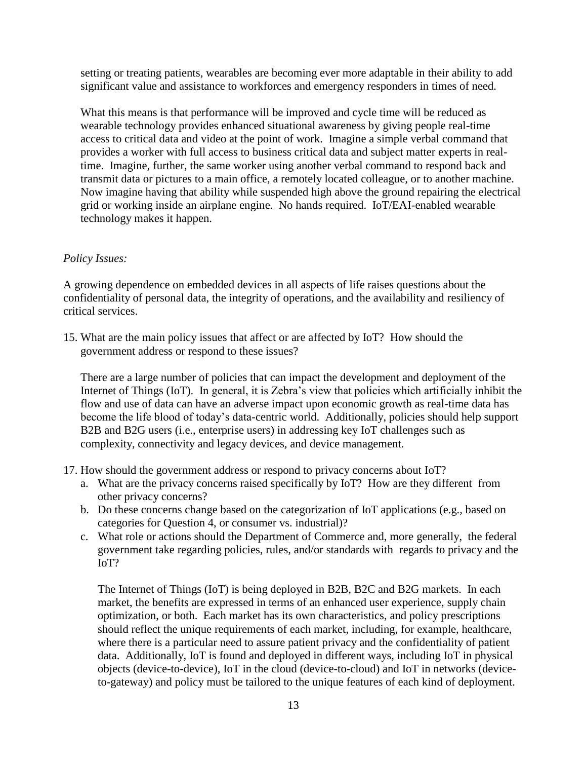setting or treating patients, wearables are becoming ever more adaptable in their ability to add significant value and assistance to workforces and emergency responders in times of need.

What this means is that performance will be improved and cycle time will be reduced as wearable technology provides enhanced situational awareness by giving people real-time access to critical data and video at the point of work. Imagine a simple verbal command that provides a worker with full access to business critical data and subject matter experts in real-time. Imagine, further, the same worker using another verbal command to respond back and transmit data or pictures to a main office, a remotely located colleague, or to another machine. Now imagine having that ability while suspended high above the ground repairing the electrical grid or working inside an airplane engine. No hands required. IoT/EAI-enabled wearable technology makes it happen.

*Policy Issues:*

A growing dependence on embedded devices in all aspects of life raises questions about the confidentiality of personal data, the integrity of operations, and the availability and resiliency of critical services.

15. What are the main policy issues that affect or are affected by IoT? How should the government address or respond to these issues?

    There are a large number of policies that can impact the development and deployment of the Internet of Things (IoT). In general, it is Zebra's view that policies which artificially inhibit the flow and use of data can have an adverse impact upon economic growth as real-time data has become the life blood of today's data-centric world. Additionally, policies should help support B2B and B2G users (i.e., enterprise users) in addressing key IoT challenges such as complexity, connectivity and legacy devices, and device management.

17. How should the government address or respond to privacy concerns about IoT?
    a. What are the privacy concerns raised specifically by IoT? How are they different from other privacy concerns?
    b. Do these concerns change based on the categorization of IoT applications (e.g., based on categories for Question 4, or consumer vs. industrial)?
    c. What role or actions should the Department of Commerce and, more generally, the federal government take regarding policies, rules, and/or standards with regards to privacy and the IoT?

    The Internet of Things (IoT) is being deployed in B2B, B2C and B2G markets. In each market, the benefits are expressed in terms of an enhanced user experience, supply chain optimization, or both. Each market has its own characteristics, and policy prescriptions should reflect the unique requirements of each market, including, for example, healthcare, where there is a particular need to assure patient privacy and the confidentiality of patient data. Additionally, IoT is found and deployed in different ways, including IoT in physical objects (device-to-device), IoT in the cloud (device-to-cloud) and IoT in networks (device-to-gateway) and policy must be tailored to the unique features of each kind of deployment.